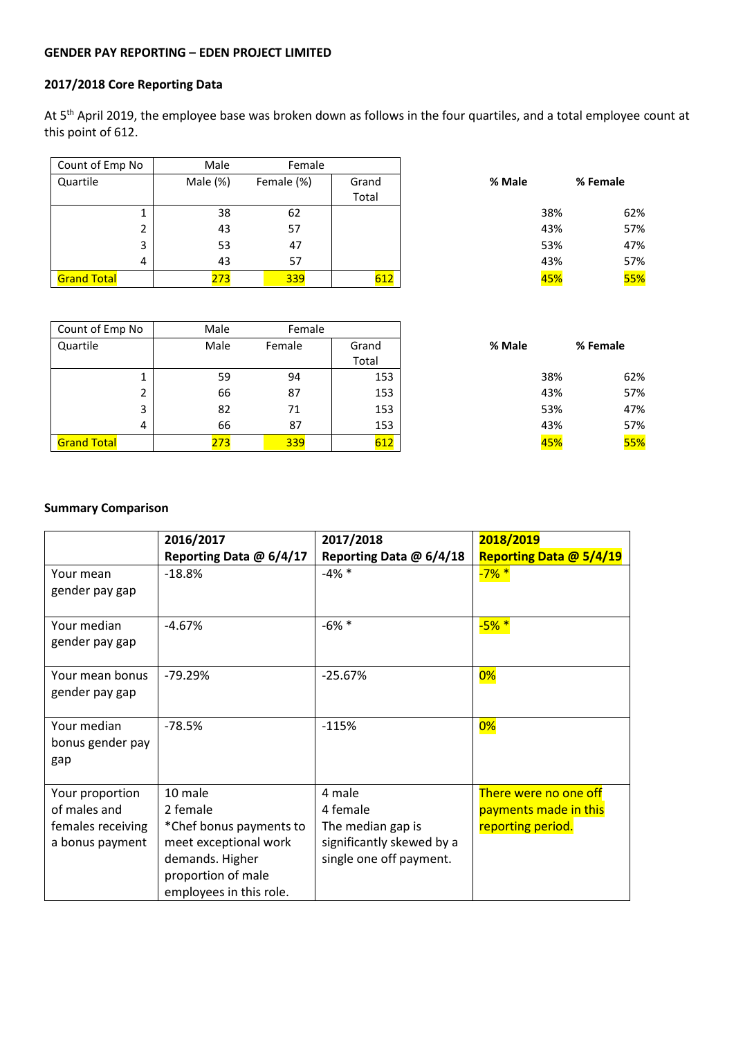**GENDER PAY REPORTING – EDEN PROJECT LIMITED**

**2017/2018 Core Reporting Data**

At 5th April 2019, the employee base was broken down as follows in the four quartiles, and a total employee count at this point of 612.

| Count of Emp No | Male | Female | | | % Male | % Female |
|---|---|---|---|---|---|---|
| Quartile | Male (%) | Female (%) | Grand Total | | | |
| 1 | 38 | 62 | | | 38% | 62% |
| 2 | 43 | 57 | | | 43% | 57% |
| 3 | 53 | 47 | | | 53% | 47% |
| 4 | 43 | 57 | | | 43% | 57% |
| Grand Total | 273 | 339 | 612 | | 45% | 55% |

| Count of Emp No | Male | Female | | | % Male | % Female |
|---|---|---|---|---|---|---|
| Quartile | Male | Female | Grand Total | | | |
| 1 | 59 | 94 | 153 | | 38% | 62% |
| 2 | 66 | 87 | 153 | | 43% | 57% |
| 3 | 82 | 71 | 153 | | 53% | 47% |
| 4 | 66 | 87 | 153 | | 43% | 57% |
| Grand Total | 273 | 339 | 612 | | 45% | 55% |

**Summary Comparison**

| | **2016/2017 Reporting Data @ 6/4/17** | **2017/2018 Reporting Data @ 6/4/18** | **2018/2019 Reporting Data @ 5/4/19** |
|---|---|---|---|
| Your mean gender pay gap | -18.8% | -4% * | -7% * |
| Your median gender pay gap | -4.67% | -6% * | -5% * |
| Your mean bonus gender pay gap | -79.29% | -25.67% | 0% |
| Your median bonus gender pay gap | -78.5% | -115% | 0% |
| Your proportion of males and females receiving a bonus payment | 10 male<br>2 female<br>*Chef bonus payments to meet exceptional work demands. Higher proportion of male employees in this role. | 4 male<br>4 female<br>The median gap is significantly skewed by a single one off payment. | There were no one off payments made in this reporting period. |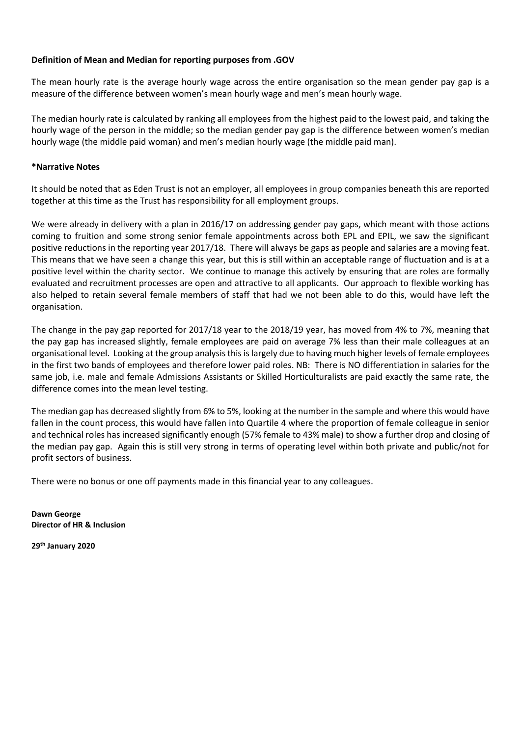**Definition of Mean and Median for reporting purposes from .GOV**

The mean hourly rate is the average hourly wage across the entire organisation so the mean gender pay gap is a measure of the difference between women's mean hourly wage and men's mean hourly wage.

The median hourly rate is calculated by ranking all employees from the highest paid to the lowest paid, and taking the hourly wage of the person in the middle; so the median gender pay gap is the difference between women's median hourly wage (the middle paid woman) and men's median hourly wage (the middle paid man).

**\*Narrative Notes**

It should be noted that as Eden Trust is not an employer, all employees in group companies beneath this are reported together at this time as the Trust has responsibility for all employment groups.

We were already in delivery with a plan in 2016/17 on addressing gender pay gaps, which meant with those actions coming to fruition and some strong senior female appointments across both EPL and EPIL, we saw the significant positive reductions in the reporting year 2017/18. There will always be gaps as people and salaries are a moving feat. This means that we have seen a change this year, but this is still within an acceptable range of fluctuation and is at a positive level within the charity sector. We continue to manage this actively by ensuring that are roles are formally evaluated and recruitment processes are open and attractive to all applicants. Our approach to flexible working has also helped to retain several female members of staff that had we not been able to do this, would have left the organisation.

The change in the pay gap reported for 2017/18 year to the 2018/19 year, has moved from 4% to 7%, meaning that the pay gap has increased slightly, female employees are paid on average 7% less than their male colleagues at an organisational level. Looking at the group analysis this is largely due to having much higher levels of female employees in the first two bands of employees and therefore lower paid roles. NB: There is NO differentiation in salaries for the same job, i.e. male and female Admissions Assistants or Skilled Horticulturalists are paid exactly the same rate, the difference comes into the mean level testing.

The median gap has decreased slightly from 6% to 5%, looking at the number in the sample and where this would have fallen in the count process, this would have fallen into Quartile 4 where the proportion of female colleague in senior and technical roles has increased significantly enough (57% female to 43% male) to show a further drop and closing of the median pay gap. Again this is still very strong in terms of operating level within both private and public/not for profit sectors of business.

There were no bonus or one off payments made in this financial year to any colleagues.

**Dawn George**
**Director of HR & Inclusion**

**29th January 2020**